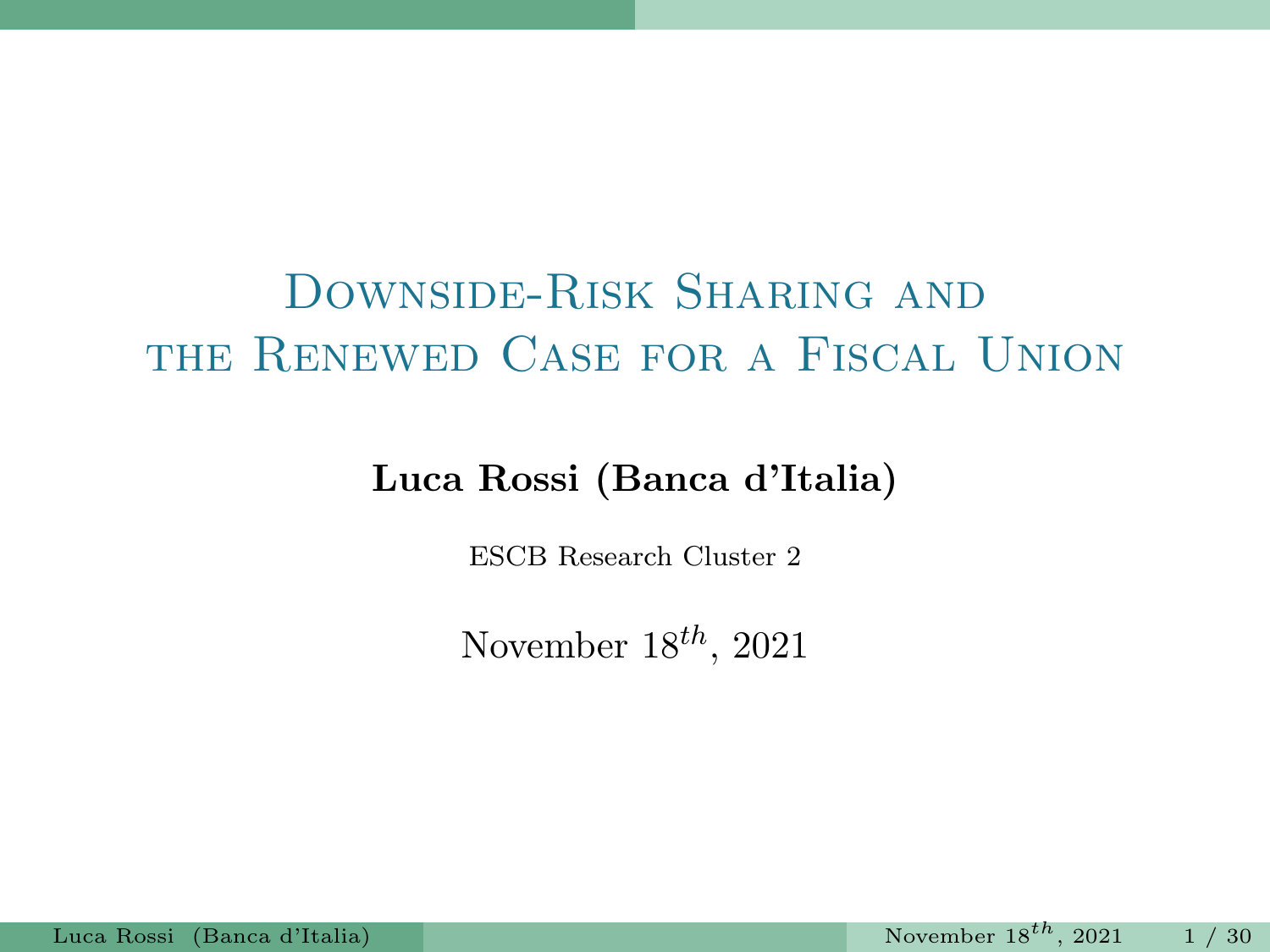# Downside-Risk Sharing and the Renewed Case for a Fiscal Union

**Luca Rossi (Banca d'Italia)**

ESCB Research Cluster 2

November $18^{th}$, 2021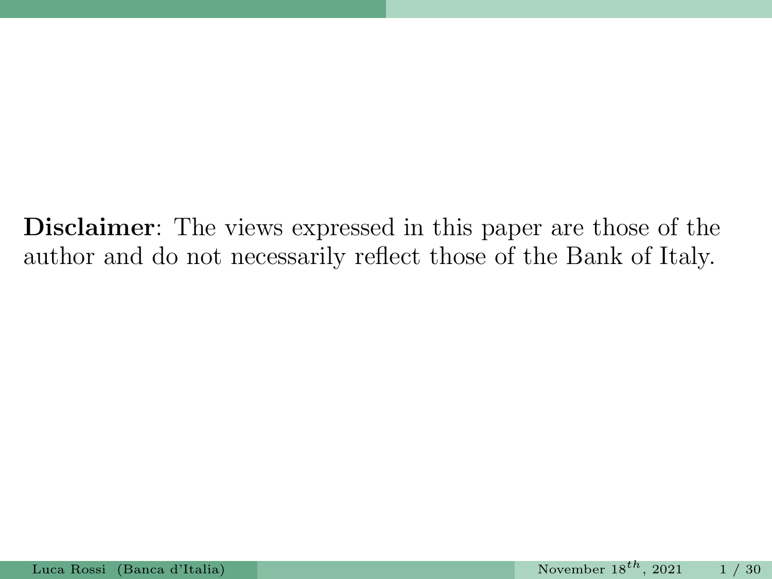**Disclaimer**: The views expressed in this paper are those of the author and do not necessarily reflect those of the Bank of Italy.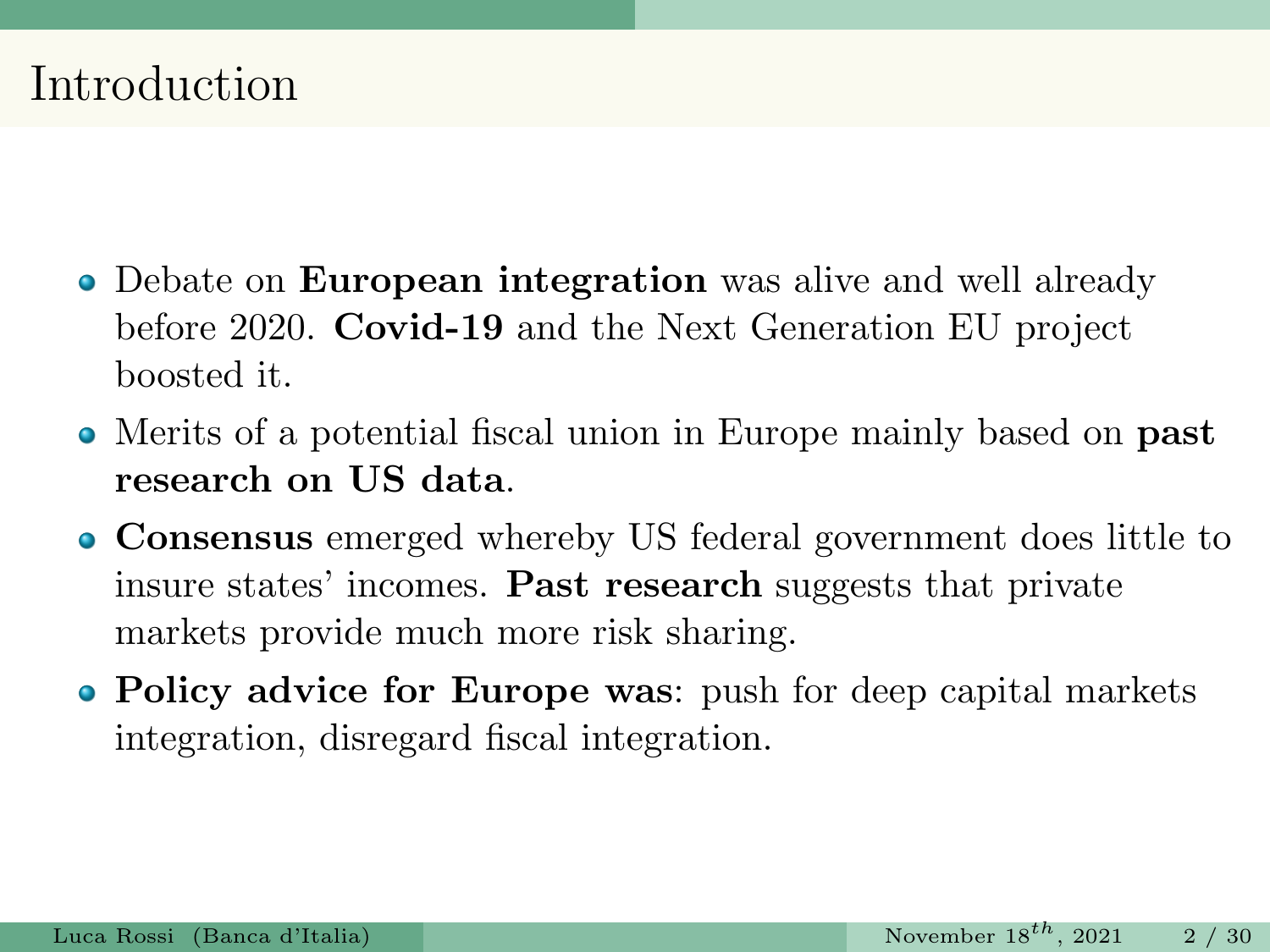# Introduction

- Debate on **European integration** was alive and well already before 2020. **Covid-19** and the Next Generation EU project boosted it.
- Merits of a potential fiscal union in Europe mainly based on **past research on US data**.
- **Consensus** emerged whereby US federal government does little to insure states' incomes. **Past research** suggests that private markets provide much more risk sharing.
- **Policy advice for Europe was**: push for deep capital markets integration, disregard fiscal integration.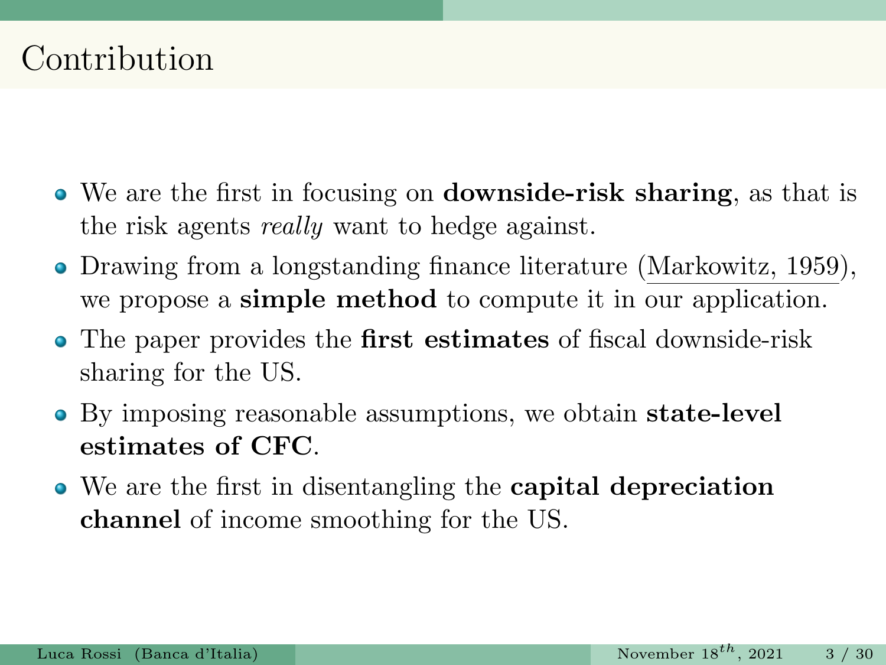# Contribution

- We are the first in focusing on **downside-risk sharing**, as that is the risk agents *really* want to hedge against.
- Drawing from a longstanding finance literature (Markowitz, 1959), we propose a **simple method** to compute it in our application.
- The paper provides the **first estimates** of fiscal downside-risk sharing for the US.
- By imposing reasonable assumptions, we obtain **state-level estimates of CFC**.
- We are the first in disentangling the **capital depreciation channel** of income smoothing for the US.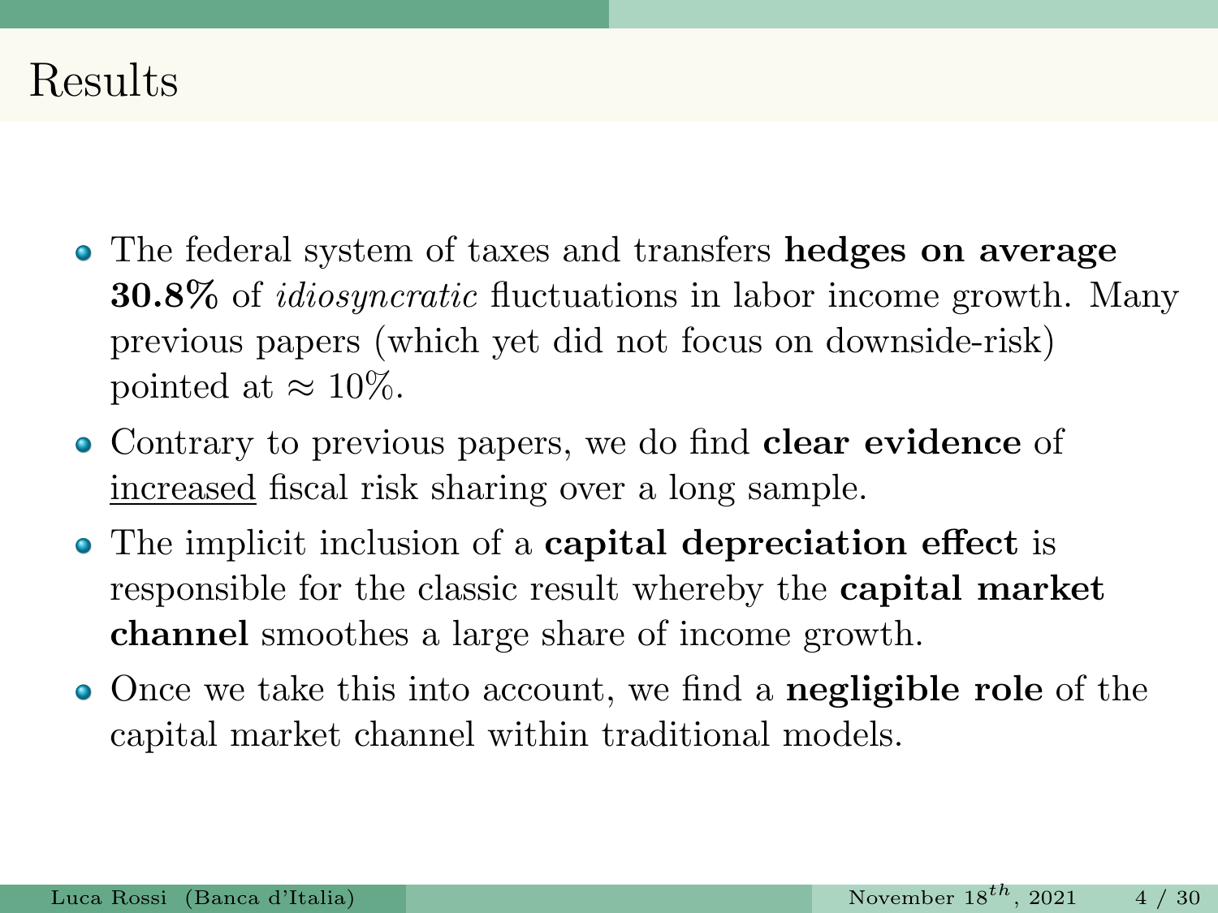# Results

- The federal system of taxes and transfers **hedges on average 30.8%** of *idiosyncratic* fluctuations in labor income growth. Many previous papers (which yet did not focus on downside-risk) pointed at $\approx 10\%$.
- Contrary to previous papers, we do find **clear evidence** of <u>increased</u> fiscal risk sharing over a long sample.
- The implicit inclusion of a **capital depreciation effect** is responsible for the classic result whereby the **capital market channel** smoothes a large share of income growth.
- Once we take this into account, we find a **negligible role** of the capital market channel within traditional models.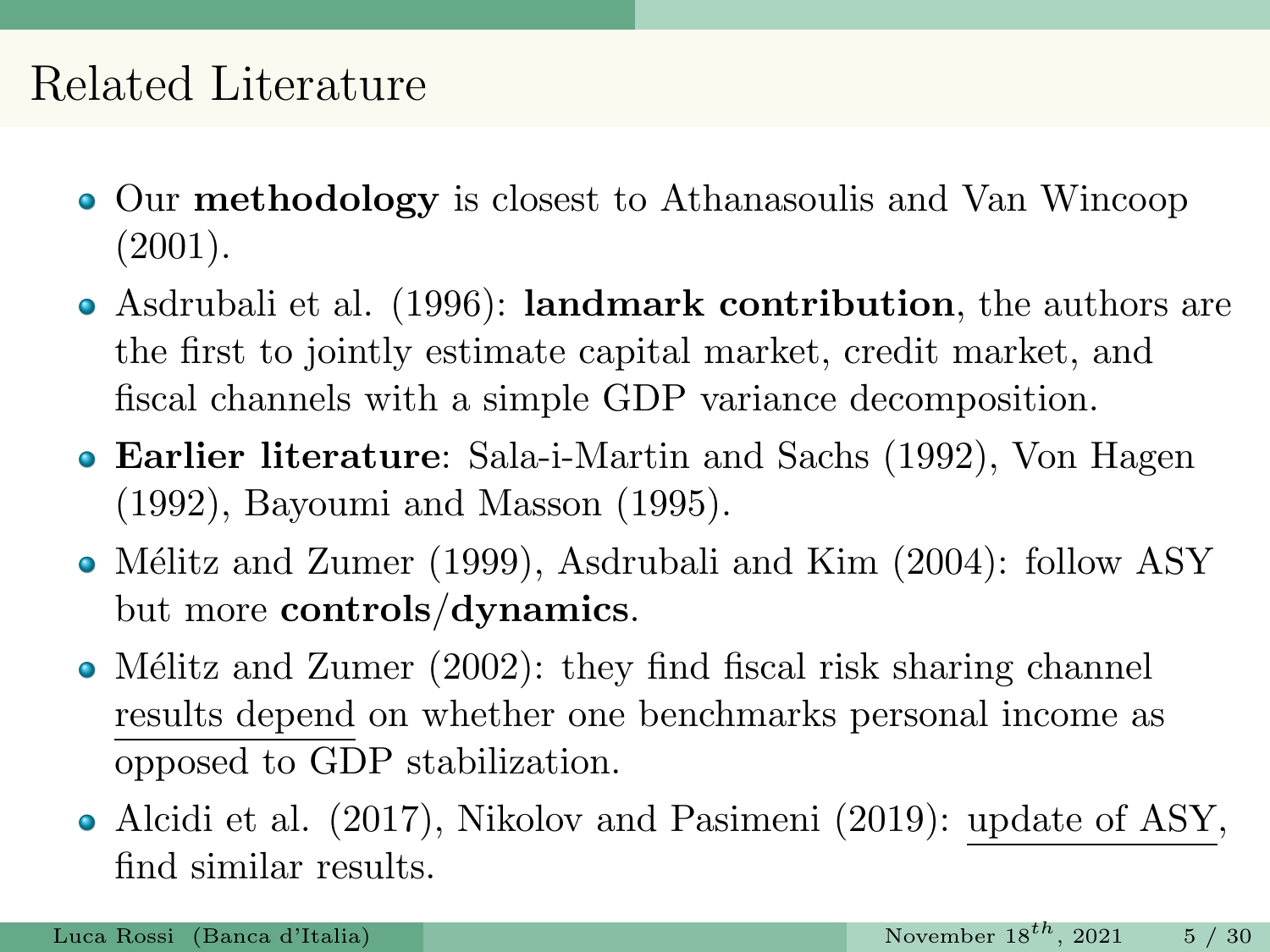# Related Literature

- Our **methodology** is closest to Athanasoulis and Van Wincoop (2001).
- Asdrubali et al. (1996): **landmark contribution**, the authors are the first to jointly estimate capital market, credit market, and fiscal channels with a simple GDP variance decomposition.
- **Earlier literature**: Sala-i-Martin and Sachs (1992), Von Hagen (1992), Bayoumi and Masson (1995).
- Mélitz and Zumer (1999), Asdrubali and Kim (2004): follow ASY but more **controls/dynamics**.
- Mélitz and Zumer (2002): they find fiscal risk sharing channel results depend on whether one benchmarks personal income as opposed to GDP stabilization.
- Alcidi et al. (2017), Nikolov and Pasimeni (2019): update of ASY, find similar results.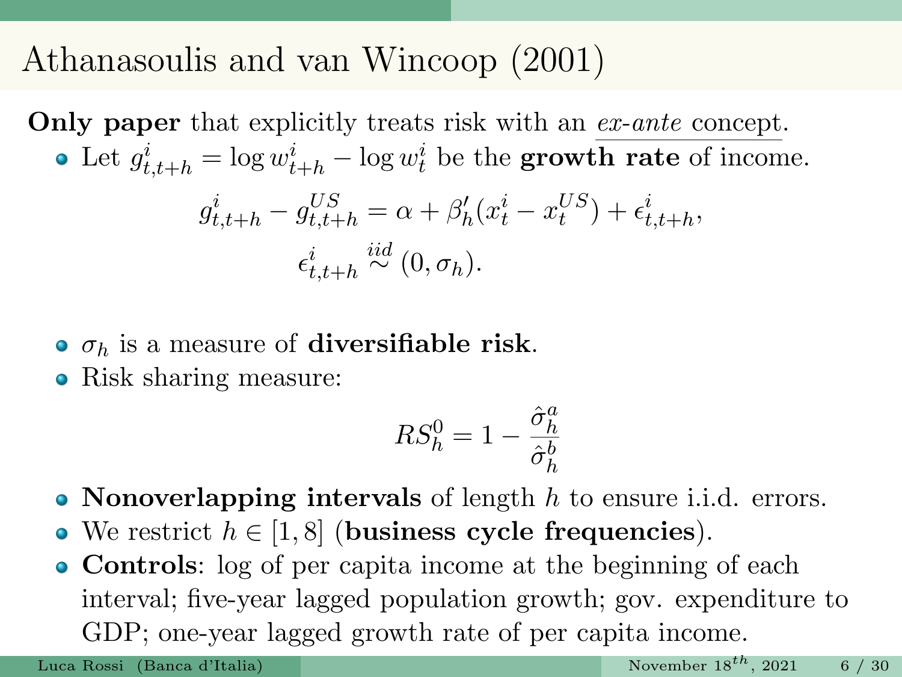# Athanasoulis and van Wincoop (2001)

**Only paper** that explicitly treats risk with an *ex-ante* concept.

- Let $g^i_{t,t+h} = \log w^i_{t+h} - \log w^i_t$ be the **growth rate** of income.

$$g^i_{t,t+h} - g^{US}_{t,t+h} = \alpha + \beta'_h(x^i_t - x^{US}_t) + \epsilon^i_{t,t+h},$$

$$\epsilon^i_{t,t+h} \overset{iid}{\sim} (0, \sigma_h).$$

- $\sigma_h$ is a measure of **diversifiable risk**.
- Risk sharing measure:

$$RS^0_h = 1 - \frac{\hat{\sigma}^a_h}{\hat{\sigma}^b_h}$$

- **Nonoverlapping intervals** of length $h$ to ensure i.i.d. errors.
- We restrict $h \in [1, 8]$ (**business cycle frequencies**).
- **Controls**: log of per capita income at the beginning of each interval; five-year lagged population growth; gov. expenditure to GDP; one-year lagged growth rate of per capita income.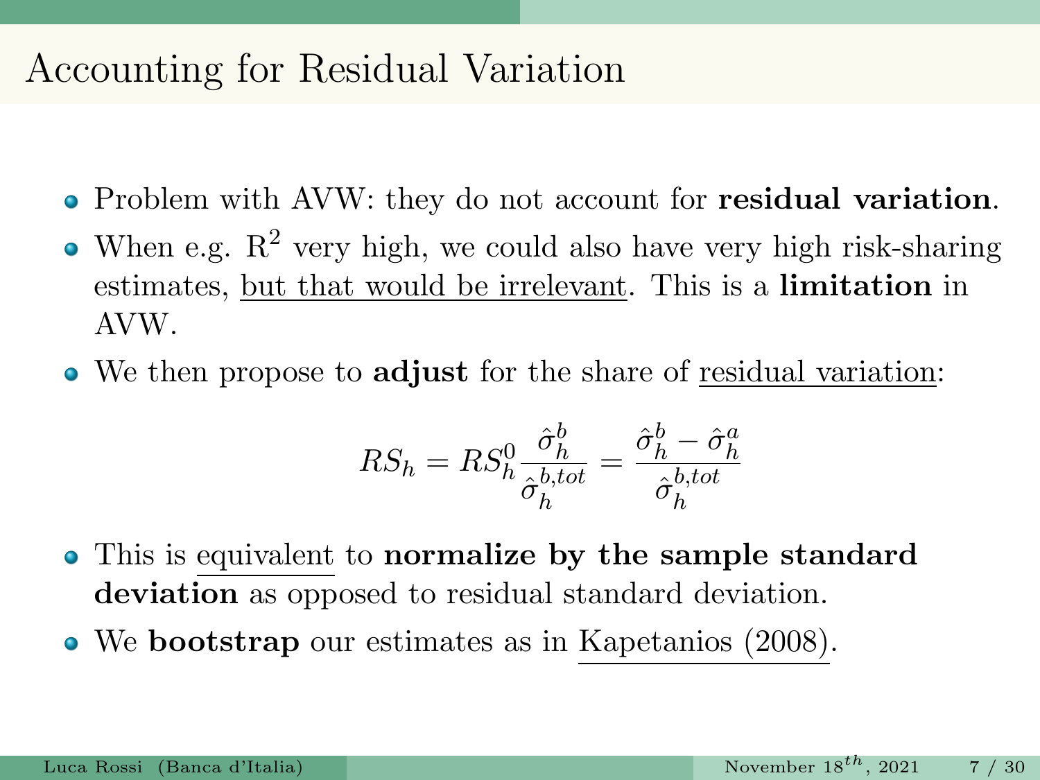# Accounting for Residual Variation

- Problem with AVW: they do not account for **residual variation**.
- When e.g. $R^2$ very high, we could also have very high risk-sharing estimates, <u>but that would be irrelevant</u>. This is a **limitation** in AVW.
- We then propose to **adjust** for the share of <u>residual variation</u>:

$$RS_h = RS_h^0 \frac{\hat{\sigma}_h^b}{\hat{\sigma}_h^{b,tot}} = \frac{\hat{\sigma}_h^b - \hat{\sigma}_h^a}{\hat{\sigma}_h^{b,tot}}$$

- This is <u>equivalent</u> to **normalize by the sample standard deviation** as opposed to residual standard deviation.
- We **bootstrap** our estimates as in <u>Kapetanios (2008)</u>.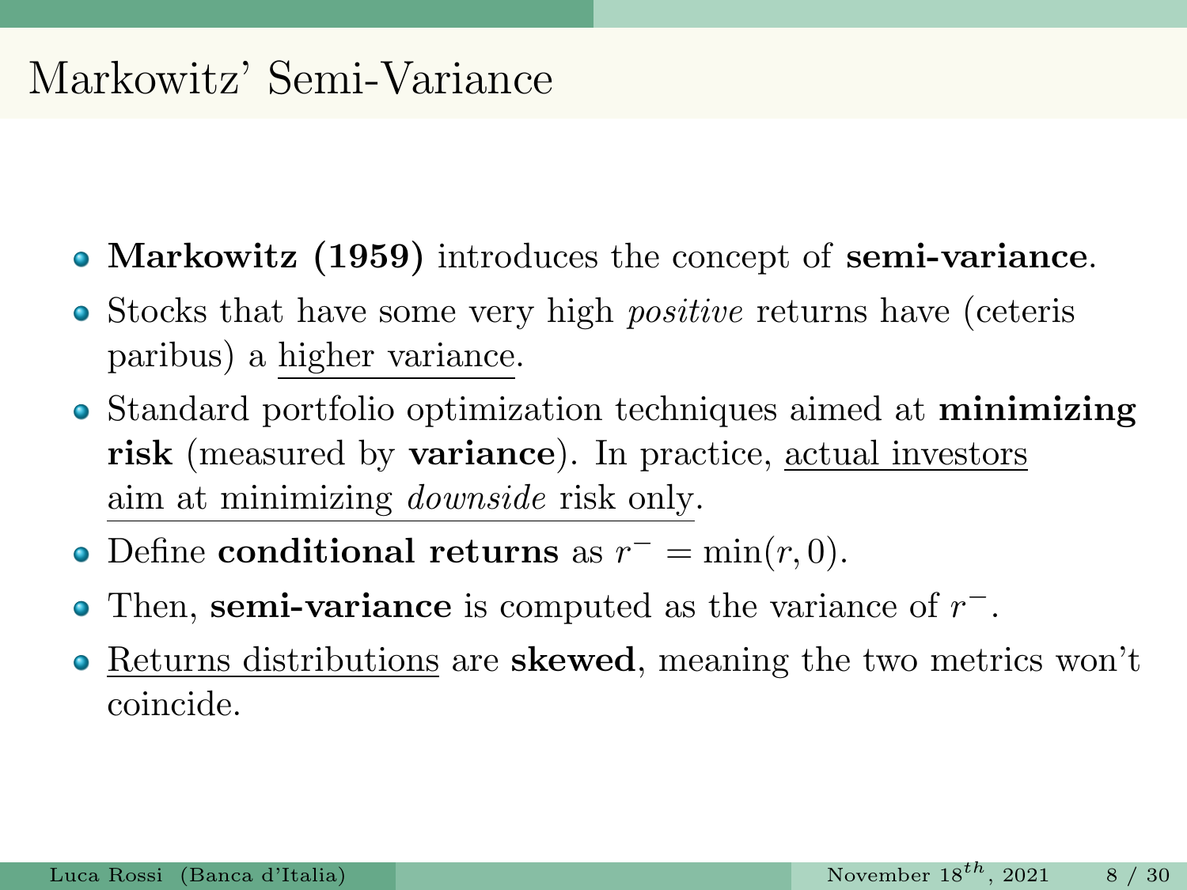# Markowitz' Semi-Variance

- **Markowitz (1959)** introduces the concept of **semi-variance**.
- Stocks that have some very high *positive* returns have (ceteris paribus) a higher variance.
- Standard portfolio optimization techniques aimed at **minimizing risk** (measured by **variance**). In practice, actual investors aim at minimizing *downside* risk only.
- Define **conditional returns** as $r^- = \min(r, 0)$.
- Then, **semi-variance** is computed as the variance of $r^-$.
- Returns distributions are **skewed**, meaning the two metrics won't coincide.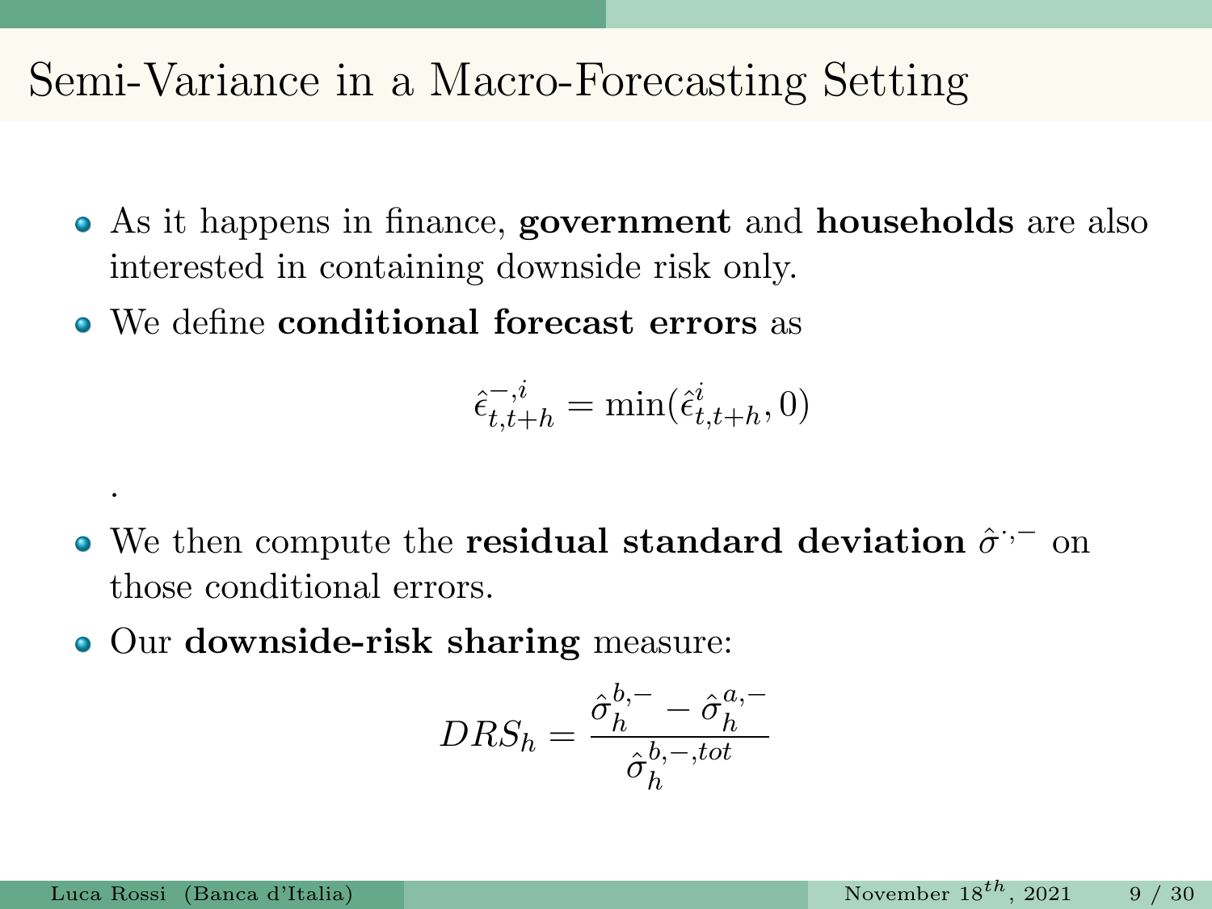# Semi-Variance in a Macro-Forecasting Setting

- As it happens in finance, **government** and **households** are also interested in containing downside risk only.
- We define **conditional forecast errors** as

$$\hat{\epsilon}^{-,i}_{t,t+h} = \min(\hat{\epsilon}^{i}_{t,t+h}, 0)$$

.

- We then compute the **residual standard deviation** $\hat{\sigma}^{\cdot,-}$ on those conditional errors.
- Our **downside-risk sharing** measure:

$$DRS_h = \frac{\hat{\sigma}^{b,-}_{h} - \hat{\sigma}^{a,-}_{h}}{\hat{\sigma}^{b,-,tot}_{h}}$$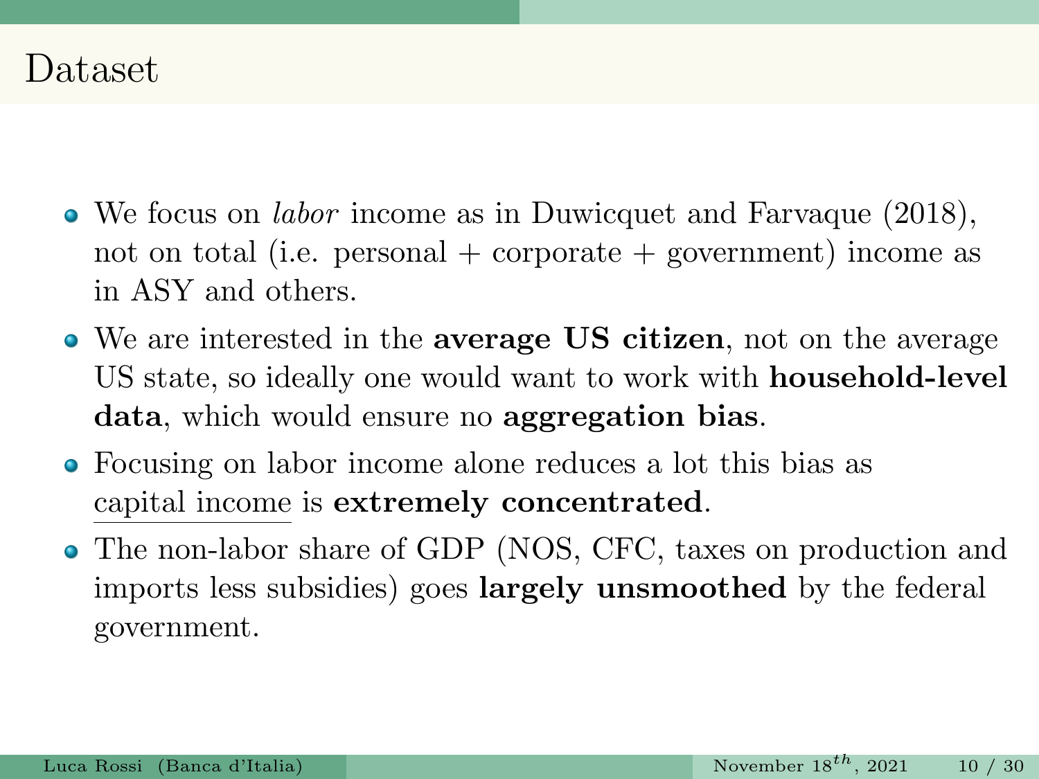# Dataset

- We focus on *labor* income as in Duwicquet and Farvaque (2018), not on total (i.e. personal + corporate + government) income as in ASY and others.
- We are interested in the **average US citizen**, not on the average US state, so ideally one would want to work with **household-level data**, which would ensure no **aggregation bias**.
- Focusing on labor income alone reduces a lot this bias as capital income is **extremely concentrated**.
- The non-labor share of GDP (NOS, CFC, taxes on production and imports less subsidies) goes **largely unsmoothed** by the federal government.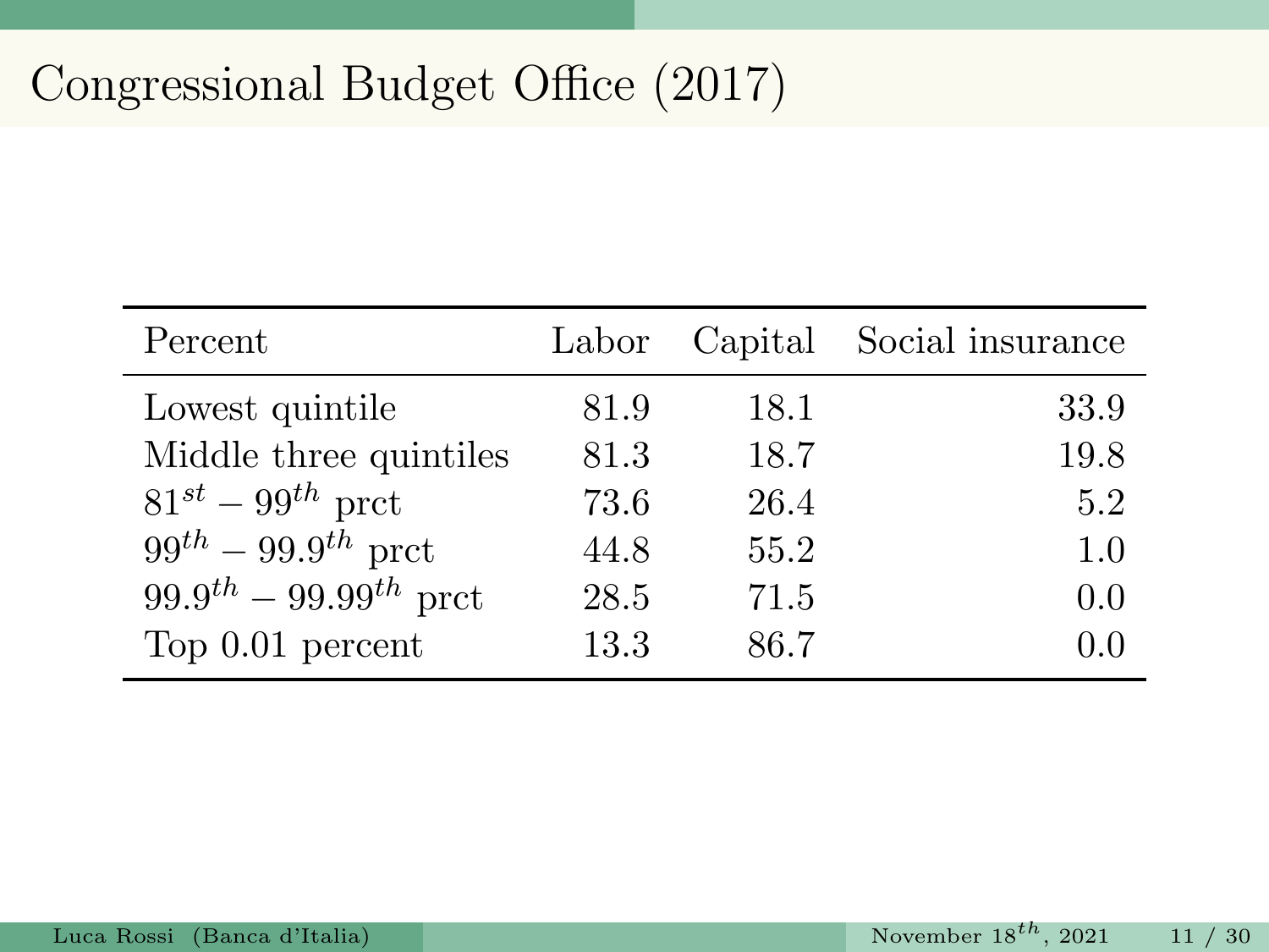# Congressional Budget Office (2017)

| Percent | Labor | Capital | Social insurance |
|---|---|---|---|
| Lowest quintile | 81.9 | 18.1 | 33.9 |
| Middle three quintiles | 81.3 | 18.7 | 19.8 |
| $81^{st} - 99^{th}$ prct | 73.6 | 26.4 | 5.2 |
| $99^{th} - 99.9^{th}$ prct | 44.8 | 55.2 | 1.0 |
| $99.9^{th} - 99.99^{th}$ prct | 28.5 | 71.5 | 0.0 |
| Top 0.01 percent | 13.3 | 86.7 | 0.0 |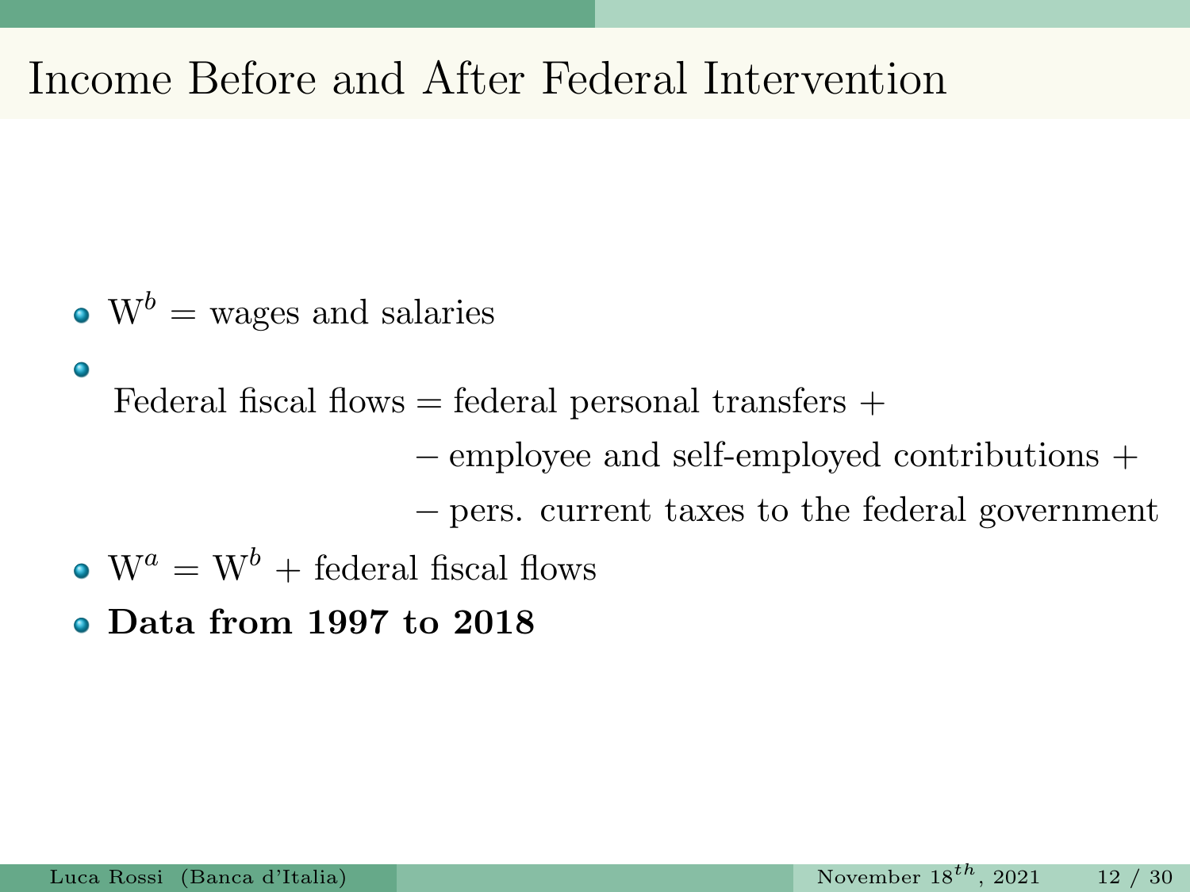# Income Before and After Federal Intervention

- $\text{W}^b$ = wages and salaries
- $$\begin{aligned} \text{Federal fiscal flows} = & \text{ federal personal transfers } + \\ & - \text{employee and self-employed contributions } + \\ & - \text{pers. current taxes to the federal government} \end{aligned}$$
- $\text{W}^a = \text{W}^b$ + federal fiscal flows
- **Data from 1997 to 2018**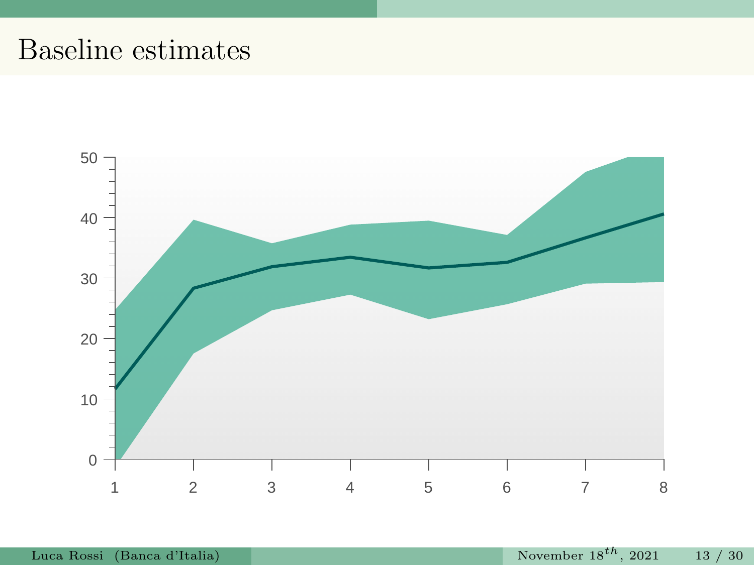# Baseline estimates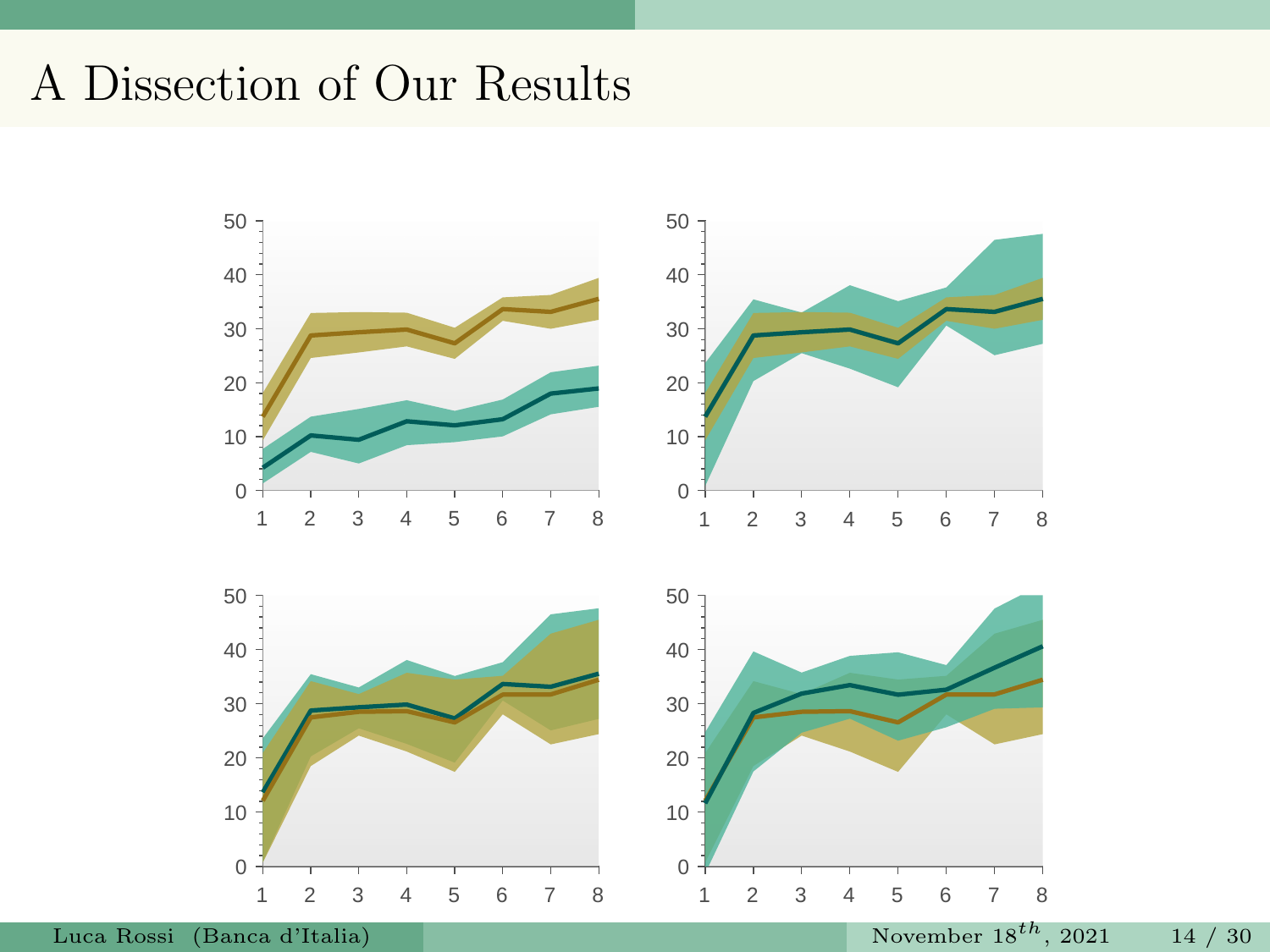# A Dissection of Our Results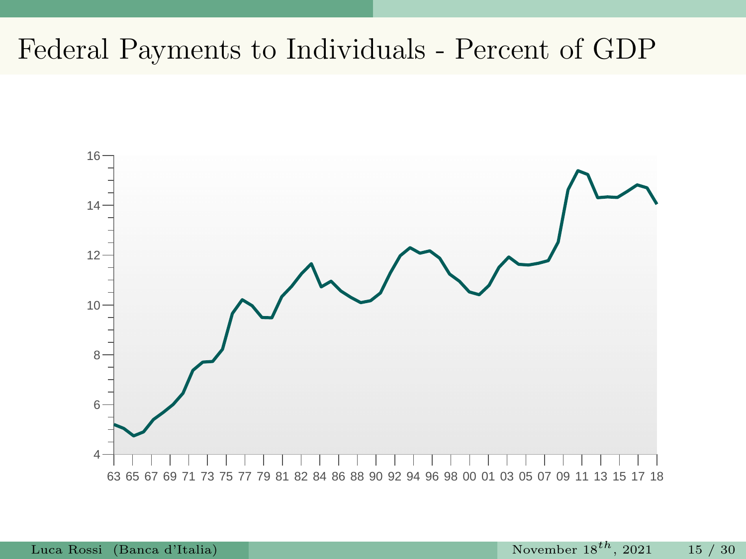# Federal Payments to Individuals - Percent of GDP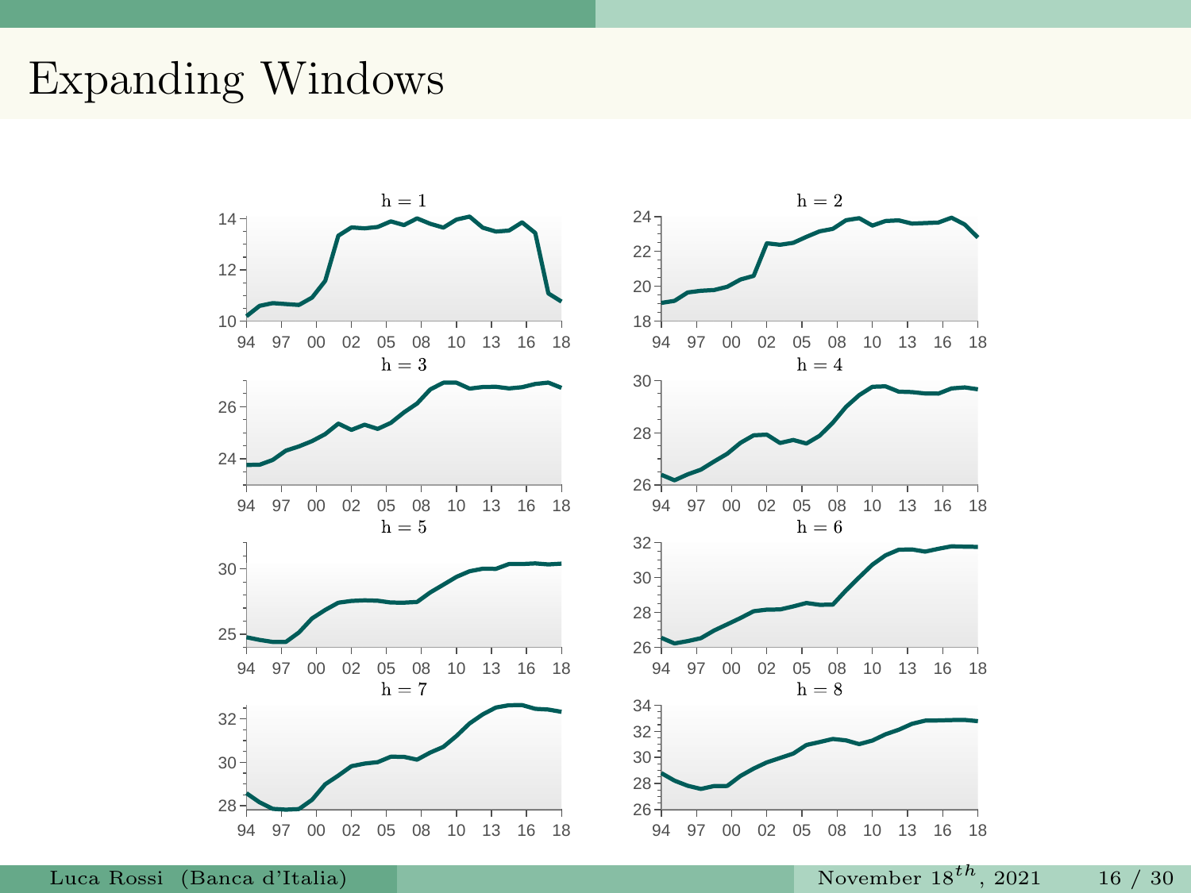# Expanding Windows

h = 1

h = 2

h = 3

h = 4

h = 5

h = 6

h = 7

h = 8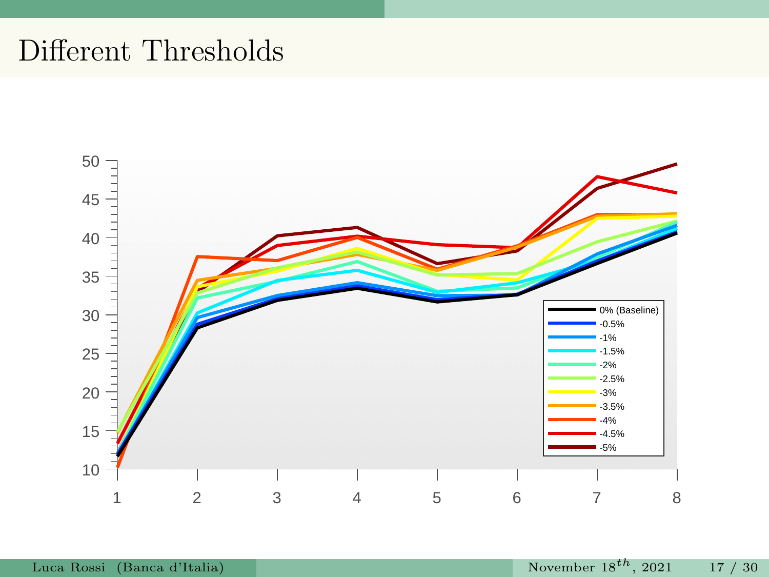# Different Thresholds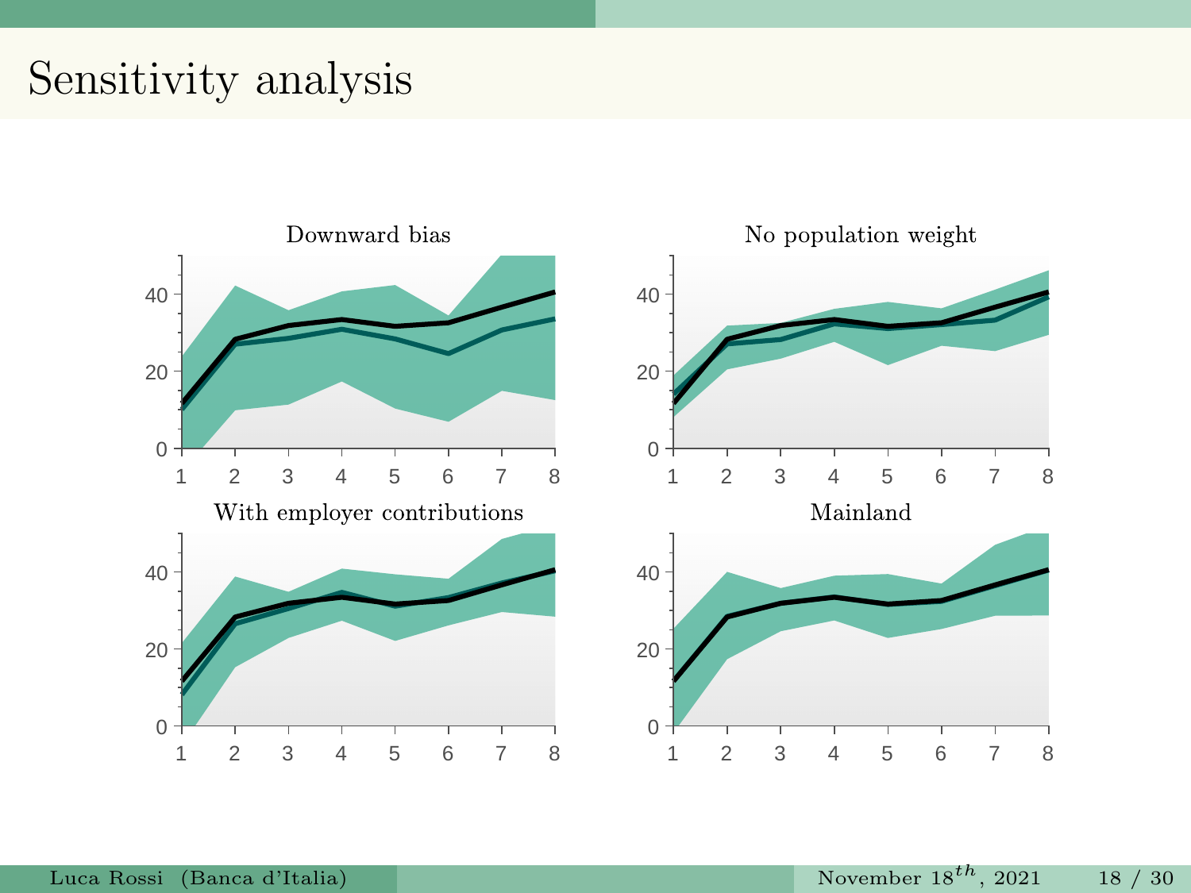# Sensitivity analysis

Downward bias

No population weight

With employer contributions

Mainland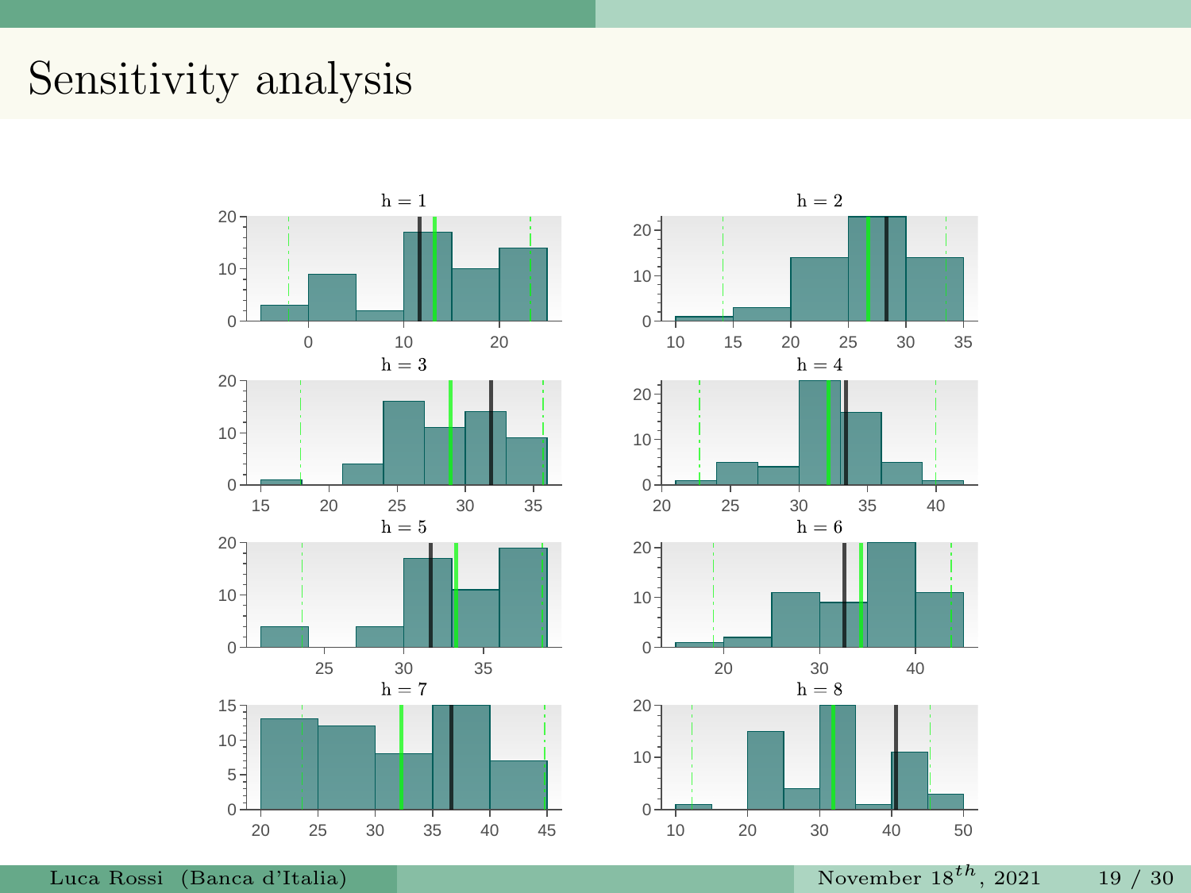# Sensitivity analysis

h = 1

h = 2

h = 3

h = 4

h = 5

h = 6

h = 7

h = 8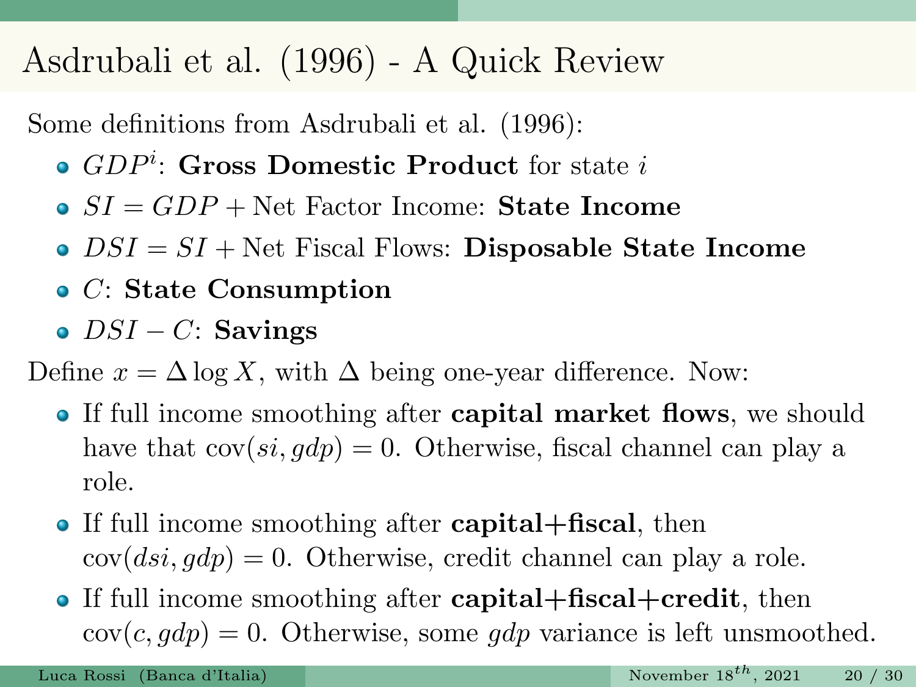# Asdrubali et al. (1996) - A Quick Review

Some definitions from Asdrubali et al. (1996):

- $GDP^i$: **Gross Domestic Product** for state $i$
- $SI = GDP +$ Net Factor Income: **State Income**
- $DSI = SI +$ Net Fiscal Flows: **Disposable State Income**
- $C$: **State Consumption**
- $DSI - C$: **Savings**

Define $x = \Delta \log X$, with $\Delta$ being one-year difference. Now:

- If full income smoothing after **capital market flows**, we should have that $\text{cov}(si, gdp) = 0$. Otherwise, fiscal channel can play a role.
- If full income smoothing after **capital+fiscal**, then $\text{cov}(dsi, gdp) = 0$. Otherwise, credit channel can play a role.
- If full income smoothing after **capital+fiscal+credit**, then $\text{cov}(c, gdp) = 0$. Otherwise, some $gdp$ variance is left unsmoothed.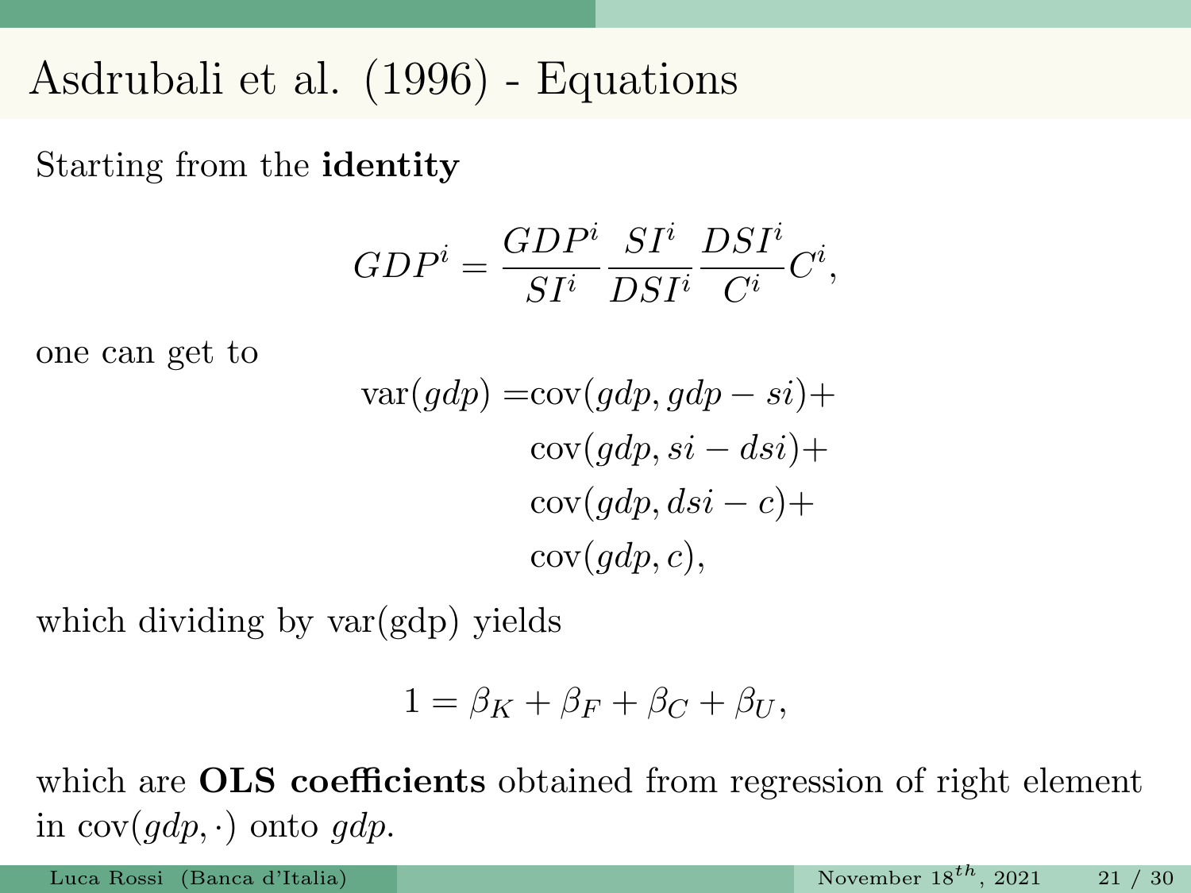# Asdrubali et al. (1996) - Equations

Starting from the **identity**

$$GDP^i = \frac{GDP^i}{SI^i}\frac{SI^i}{DSI^i}\frac{DSI^i}{C^i}C^i,$$

one can get to

$$\begin{aligned}\text{var}(gdp) =& \text{cov}(gdp, gdp - si) + \\ & \text{cov}(gdp, si - dsi) + \\ & \text{cov}(gdp, dsi - c) + \\ & \text{cov}(gdp, c),\end{aligned}$$

which dividing by var(gdp) yields

$$1 = \beta_K + \beta_F + \beta_C + \beta_U,$$

which are **OLS coefficients** obtained from regression of right element in $\text{cov}(gdp, \cdot)$ onto $gdp$.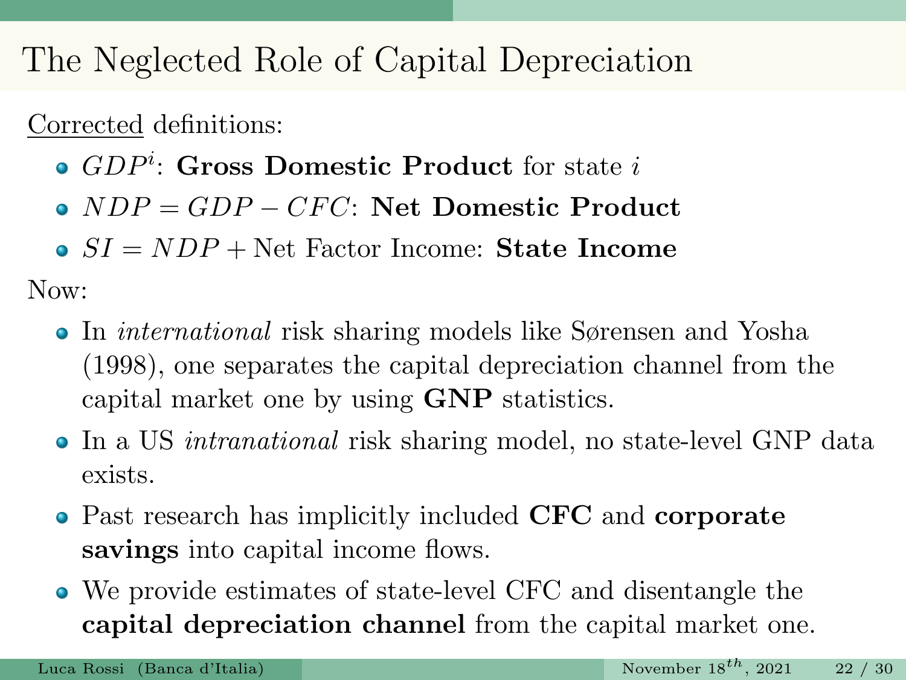# The Neglected Role of Capital Depreciation

Corrected definitions:

- $GDP^i$: **Gross Domestic Product** for state $i$
- $NDP = GDP - CFC$: **Net Domestic Product**
- $SI = NDP +$ Net Factor Income: **State Income**

Now:

- In *international* risk sharing models like Sørensen and Yosha (1998), one separates the capital depreciation channel from the capital market one by using **GNP** statistics.
- In a US *intranational* risk sharing model, no state-level GNP data exists.
- Past research has implicitly included **CFC** and **corporate savings** into capital income flows.
- We provide estimates of state-level CFC and disentangle the **capital depreciation channel** from the capital market one.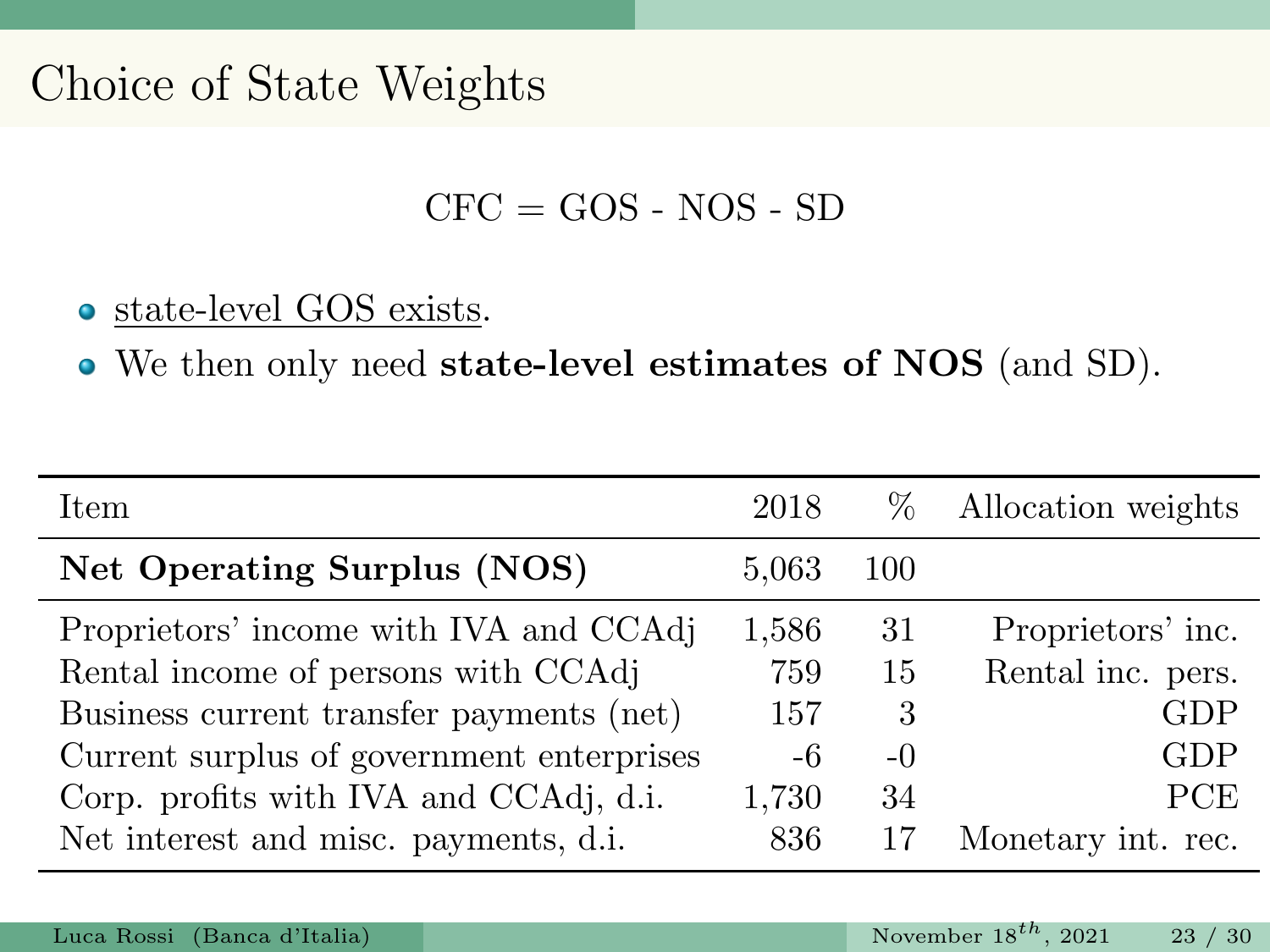# Choice of State Weights

$$\text{CFC} = \text{GOS - NOS - SD}$$

- state-level GOS exists.
- We then only need **state-level estimates of NOS** (and SD).

| Item | 2018 | % | Allocation weights |
|---|---|---|---|
| **Net Operating Surplus (NOS)** | 5,063 | 100 | |
| Proprietors' income with IVA and CCAdj | 1,586 | 31 | Proprietors' inc. |
| Rental income of persons with CCAdj | 759 | 15 | Rental inc. pers. |
| Business current transfer payments (net) | 157 | 3 | GDP |
| Current surplus of government enterprises | -6 | -0 | GDP |
| Corp. profits with IVA and CCAdj, d.i. | 1,730 | 34 | PCE |
| Net interest and misc. payments, d.i. | 836 | 17 | Monetary int. rec. |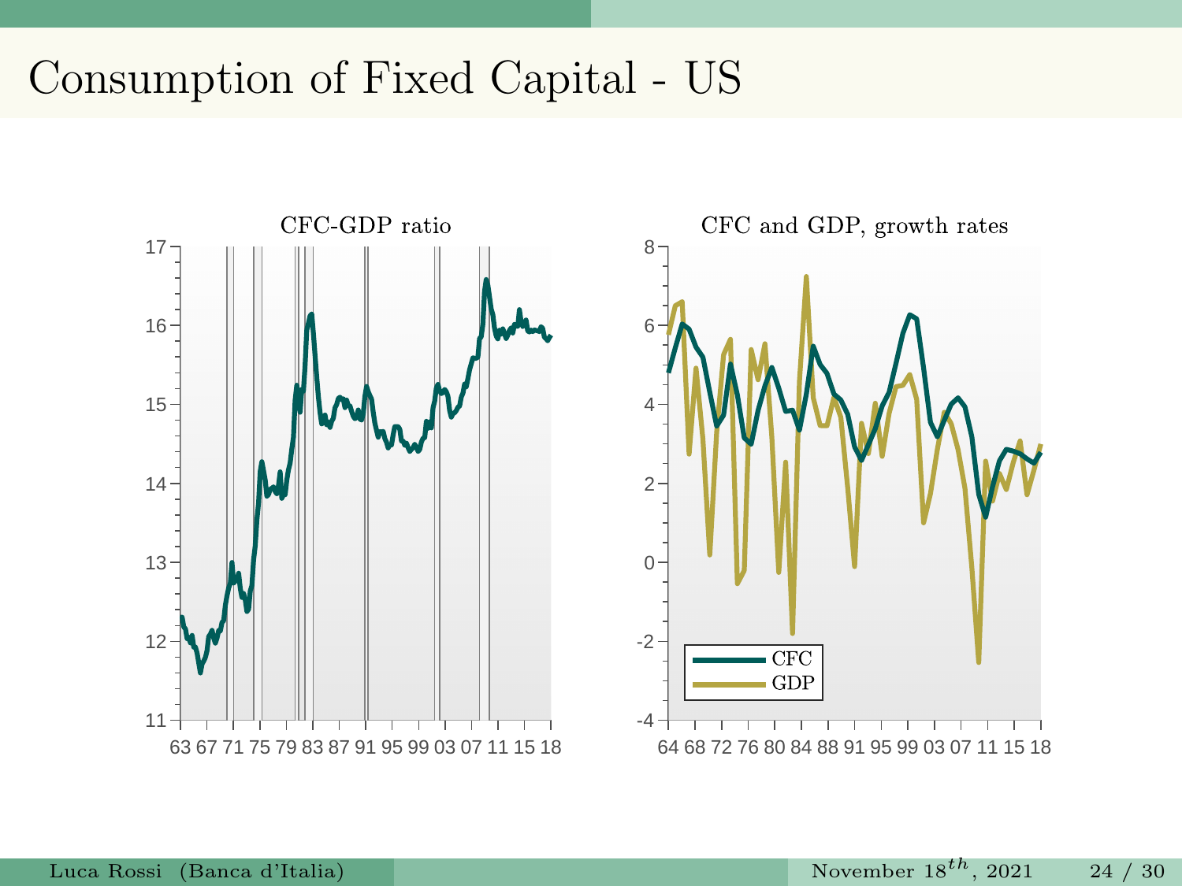# Consumption of Fixed Capital - US

CFC-GDP ratio

CFC and GDP, growth rates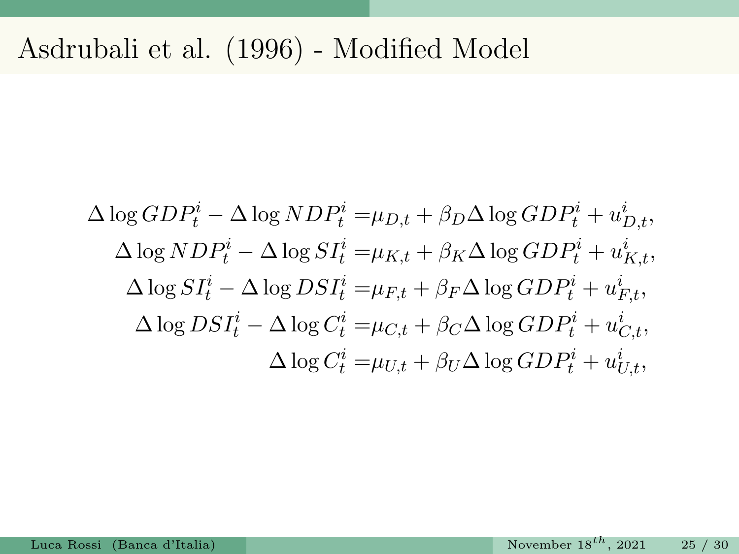# Asdrubali et al. (1996) - Modified Model

$$
\begin{aligned}
\Delta \log GDP_t^i - \Delta \log NDP_t^i =& \mu_{D,t} + \beta_D \Delta \log GDP_t^i + u_{D,t}^i, \\
\Delta \log NDP_t^i - \Delta \log SI_t^i =& \mu_{K,t} + \beta_K \Delta \log GDP_t^i + u_{K,t}^i, \\
\Delta \log SI_t^i - \Delta \log DSI_t^i =& \mu_{F,t} + \beta_F \Delta \log GDP_t^i + u_{F,t}^i, \\
\Delta \log DSI_t^i - \Delta \log C_t^i =& \mu_{C,t} + \beta_C \Delta \log GDP_t^i + u_{C,t}^i, \\
\Delta \log C_t^i =& \mu_{U,t} + \beta_U \Delta \log GDP_t^i + u_{U,t}^i,
\end{aligned}
$$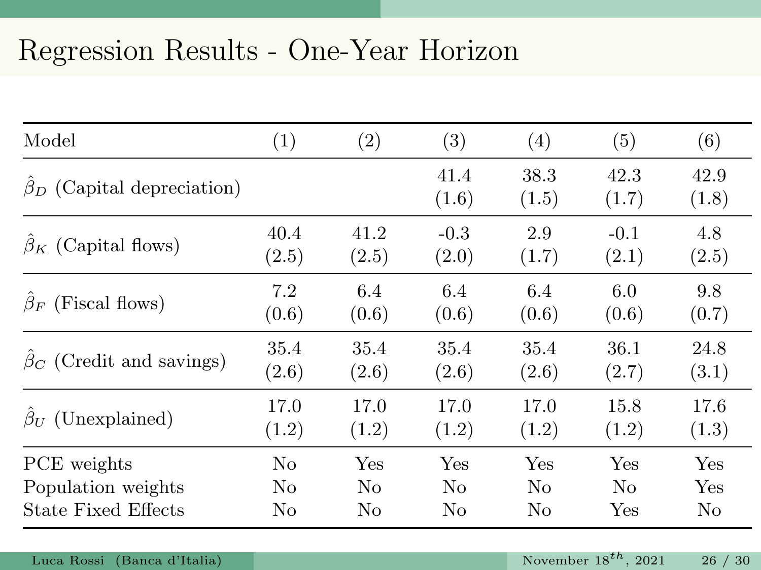# Regression Results - One-Year Horizon

| Model | (1) | (2) | (3) | (4) | (5) | (6) |
|---|---|---|---|---|---|---|
| $\hat{\beta}_D$ (Capital depreciation) | | | 41.4 | 38.3 | 42.3 | 42.9 |
| | | | (1.6) | (1.5) | (1.7) | (1.8) |
| $\hat{\beta}_K$ (Capital flows) | 40.4 | 41.2 | -0.3 | 2.9 | -0.1 | 4.8 |
| | (2.5) | (2.5) | (2.0) | (1.7) | (2.1) | (2.5) |
| $\hat{\beta}_F$ (Fiscal flows) | 7.2 | 6.4 | 6.4 | 6.4 | 6.0 | 9.8 |
| | (0.6) | (0.6) | (0.6) | (0.6) | (0.6) | (0.7) |
| $\hat{\beta}_C$ (Credit and savings) | 35.4 | 35.4 | 35.4 | 35.4 | 36.1 | 24.8 |
| | (2.6) | (2.6) | (2.6) | (2.6) | (2.7) | (3.1) |
| $\hat{\beta}_U$ (Unexplained) | 17.0 | 17.0 | 17.0 | 17.0 | 15.8 | 17.6 |
| | (1.2) | (1.2) | (1.2) | (1.2) | (1.2) | (1.3) |
| PCE weights | No | Yes | Yes | Yes | Yes | Yes |
| Population weights | No | No | No | No | No | Yes |
| State Fixed Effects | No | No | No | No | Yes | No |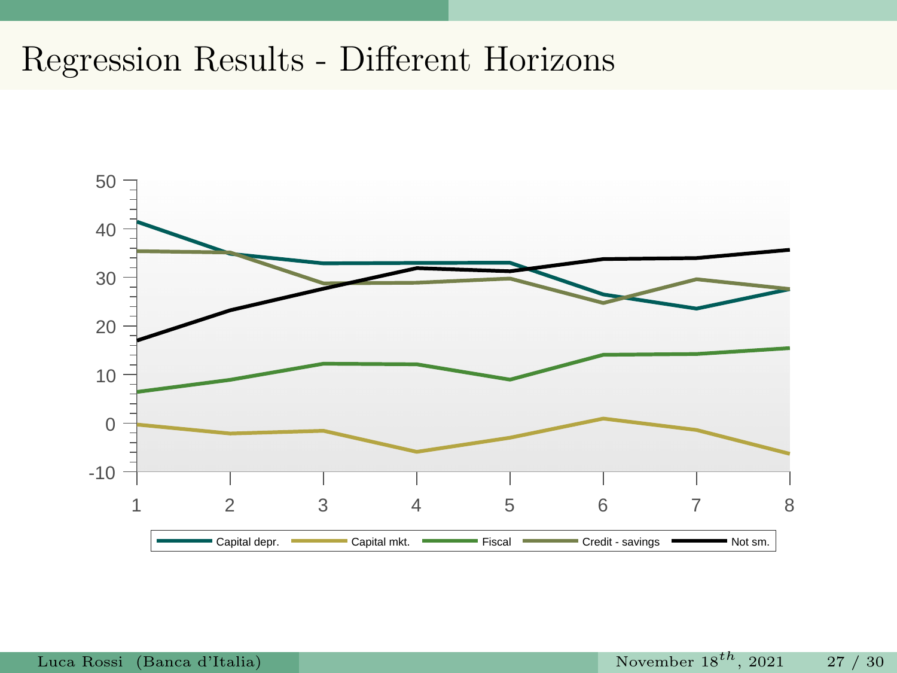# Regression Results - Different Horizons

Capital depr. | Capital mkt. | Fiscal | Credit - savings | Not sm.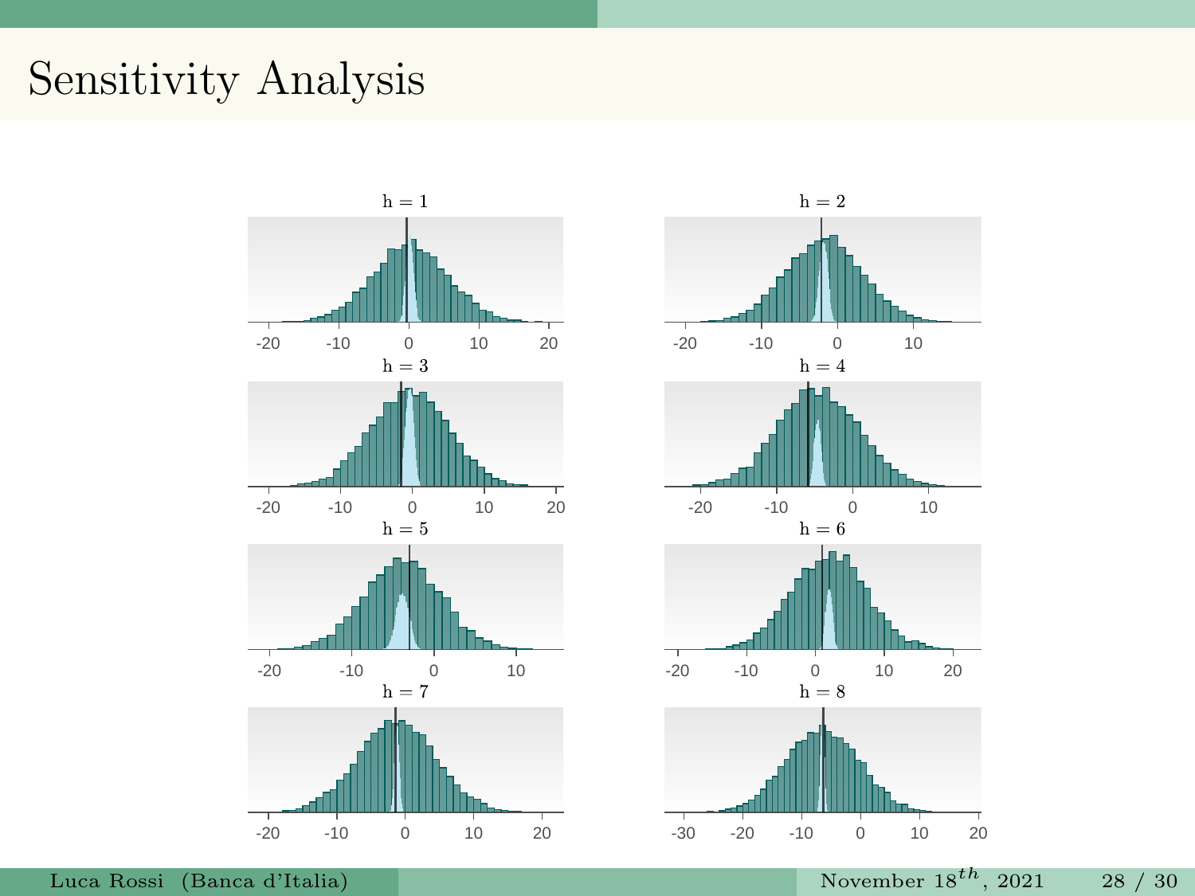# Sensitivity Analysis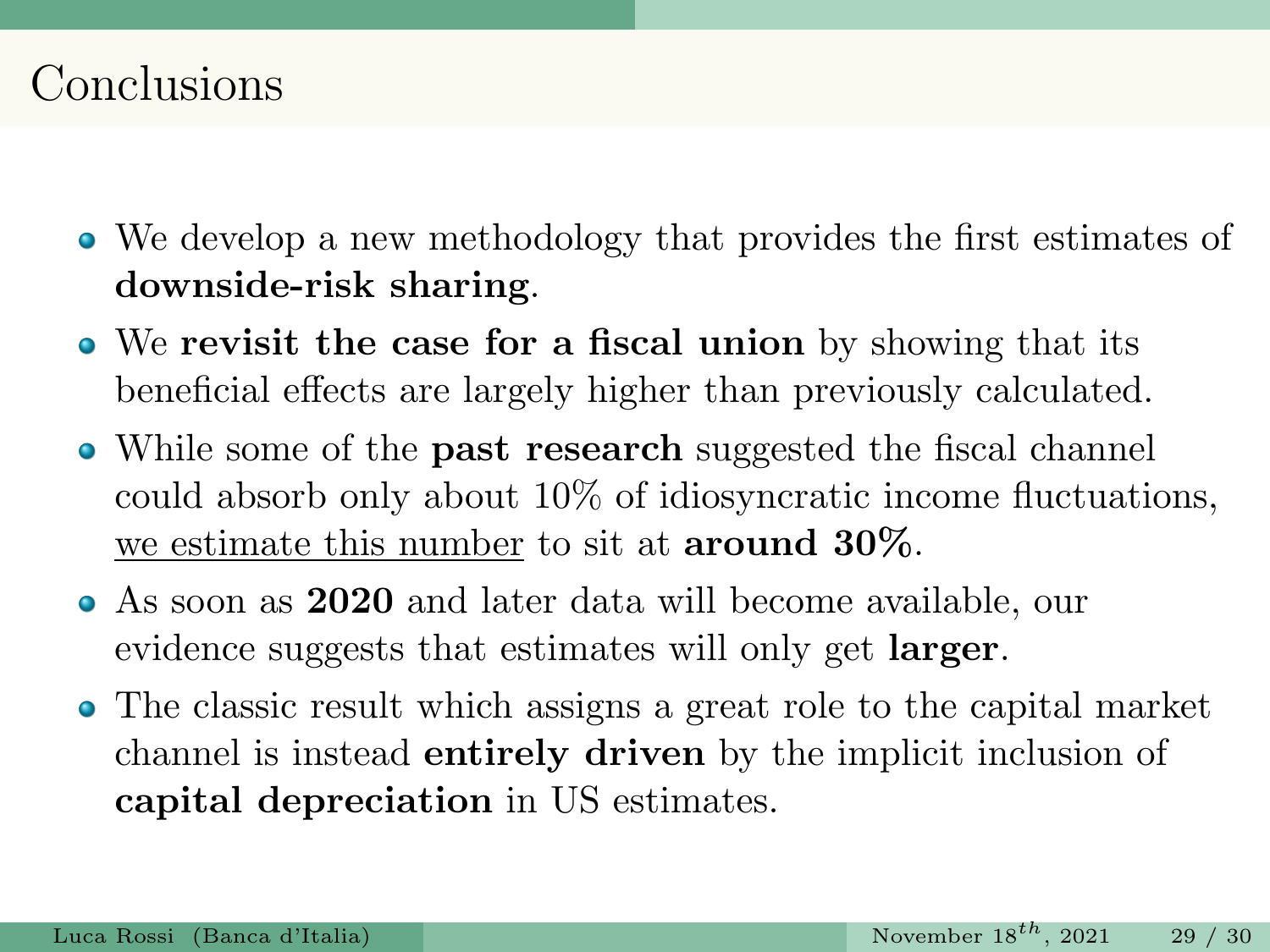# Conclusions

- We develop a new methodology that provides the first estimates of **downside-risk sharing**.
- We **revisit the case for a fiscal union** by showing that its beneficial effects are largely higher than previously calculated.
- While some of the **past research** suggested the fiscal channel could absorb only about 10% of idiosyncratic income fluctuations, <u>we estimate this number</u> to sit at **around 30%**.
- As soon as **2020** and later data will become available, our evidence suggests that estimates will only get **larger**.
- The classic result which assigns a great role to the capital market channel is instead **entirely driven** by the implicit inclusion of **capital depreciation** in US estimates.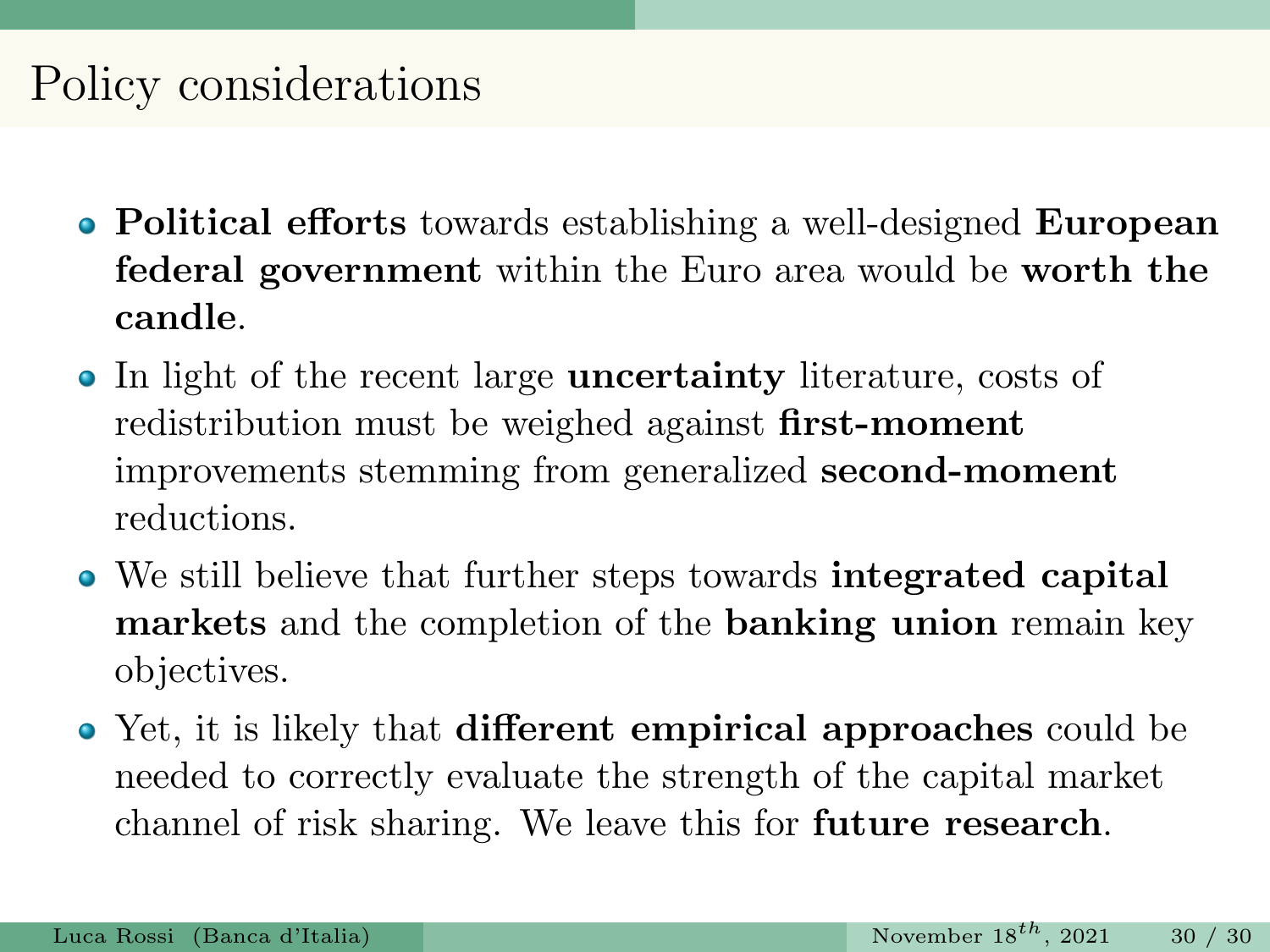# Policy considerations

- **Political efforts** towards establishing a well-designed **European federal government** within the Euro area would be **worth the candle**.
- In light of the recent large **uncertainty** literature, costs of redistribution must be weighed against **first-moment** improvements stemming from generalized **second-moment** reductions.
- We still believe that further steps towards **integrated capital markets** and the completion of the **banking union** remain key objectives.
- Yet, it is likely that **different empirical approaches** could be needed to correctly evaluate the strength of the capital market channel of risk sharing. We leave this for **future research**.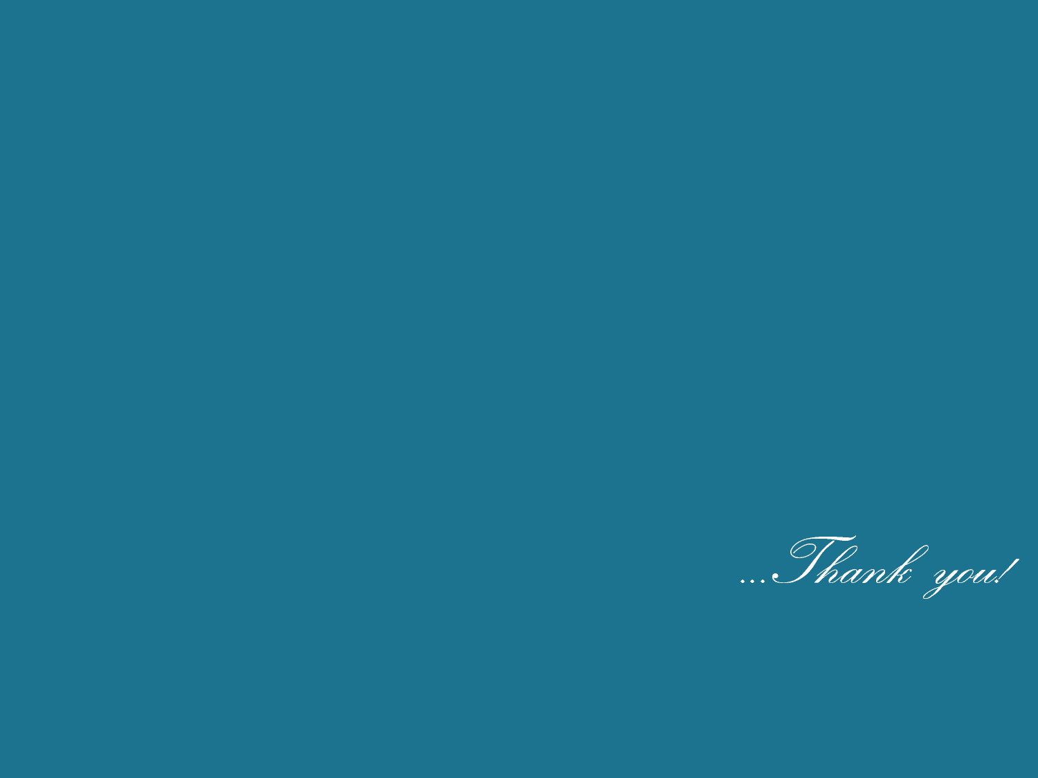*...Thank you!*